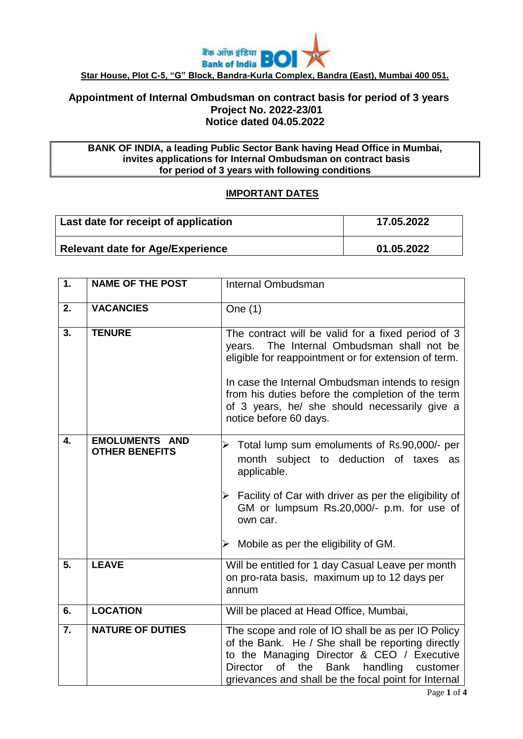बैंक ऑफ़ इंडिया Bank of India BOI

**Star House, Plot C-5, "G" Block, Bandra-Kurla Complex, Bandra (East), Mumbai 400 051.**

## Appointment of Internal Ombudsman on contract basis for period of 3 years
## Project No. 2022-23/01
## Notice dated 04.05.2022

**BANK OF INDIA, a leading Public Sector Bank having Head Office in Mumbai, invites applications for Internal Ombudsman on contract basis for period of 3 years with following conditions**

### IMPORTANT DATES

| | |
|---|---|
| **Last date for receipt of application** | **17.05.2022** |
| **Relevant date for Age/Experience** | **01.05.2022** |

| | | |
|---|---|---|
| **1.** | **NAME OF THE POST** | Internal Ombudsman |
| **2.** | **VACANCIES** | One (1) |
| **3.** | **TENURE** | The contract will be valid for a fixed period of 3 years. The Internal Ombudsman shall not be eligible for reappointment or for extension of term.<br><br>In case the Internal Ombudsman intends to resign from his duties before the completion of the term of 3 years, he/ she should necessarily give a notice before 60 days. |
| **4.** | **EMOLUMENTS AND OTHER BENEFITS** | ➢ Total lump sum emoluments of Rs.90,000/- per month subject to deduction of taxes as applicable.<br><br>➢ Facility of Car with driver as per the eligibility of GM or lumpsum Rs.20,000/- p.m. for use of own car.<br><br>➢ Mobile as per the eligibility of GM. |
| **5.** | **LEAVE** | Will be entitled for 1 day Casual Leave per month on pro-rata basis, maximum up to 12 days per annum |
| **6.** | **LOCATION** | Will be placed at Head Office, Mumbai, |
| **7.** | **NATURE OF DUTIES** | The scope and role of IO shall be as per IO Policy of the Bank. He / She shall be reporting directly to the Managing Director & CEO / Executive Director of the Bank handling customer grievances and shall be the focal point for Internal |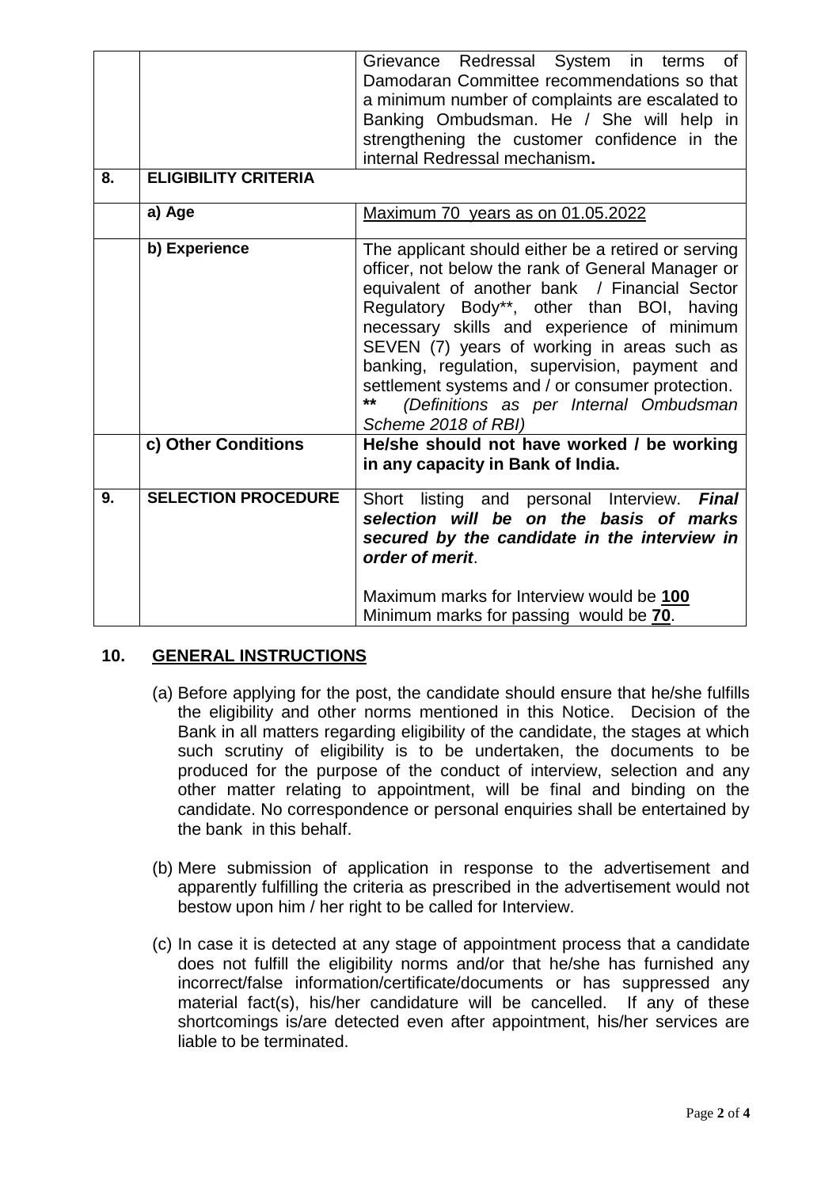| | | |
|---|---|---|
| | | Grievance Redressal System in terms of Damodaran Committee recommendations so that a minimum number of complaints are escalated to Banking Ombudsman. He / She will help in strengthening the customer confidence in the internal Redressal mechanism**.** |
| **8.** | **ELIGIBILITY CRITERIA** | |
| | **a) Age** | <u>Maximum 70 years as on 01.05.2022</u> |
| | **b) Experience** | The applicant should either be a retired or serving officer, not below the rank of General Manager or equivalent of another bank / Financial Sector Regulatory Body**, other than BOI, having necessary skills and experience of minimum SEVEN (7) years of working in areas such as banking, regulation, supervision, payment and settlement systems and / or consumer protection. ** *(Definitions as per Internal Ombudsman Scheme 2018 of RBI)* |
| | **c) Other Conditions** | **He/she should not have worked / be working in any capacity in Bank of India.** |
| **9.** | **SELECTION PROCEDURE** | Short listing and personal Interview. ***Final selection will be on the basis of marks secured by the candidate in the interview in order of merit***. Maximum marks for Interview would be **<u>100</u>** Minimum marks for passing would be **<u>70</u>**. |

## 10. <u>GENERAL INSTRUCTIONS</u>

(a) Before applying for the post, the candidate should ensure that he/she fulfills the eligibility and other norms mentioned in this Notice. Decision of the Bank in all matters regarding eligibility of the candidate, the stages at which such scrutiny of eligibility is to be undertaken, the documents to be produced for the purpose of the conduct of interview, selection and any other matter relating to appointment, will be final and binding on the candidate. No correspondence or personal enquiries shall be entertained by the bank in this behalf.

(b) Mere submission of application in response to the advertisement and apparently fulfilling the criteria as prescribed in the advertisement would not bestow upon him / her right to be called for Interview.

(c) In case it is detected at any stage of appointment process that a candidate does not fulfill the eligibility norms and/or that he/she has furnished any incorrect/false information/certificate/documents or has suppressed any material fact(s), his/her candidature will be cancelled. If any of these shortcomings is/are detected even after appointment, his/her services are liable to be terminated.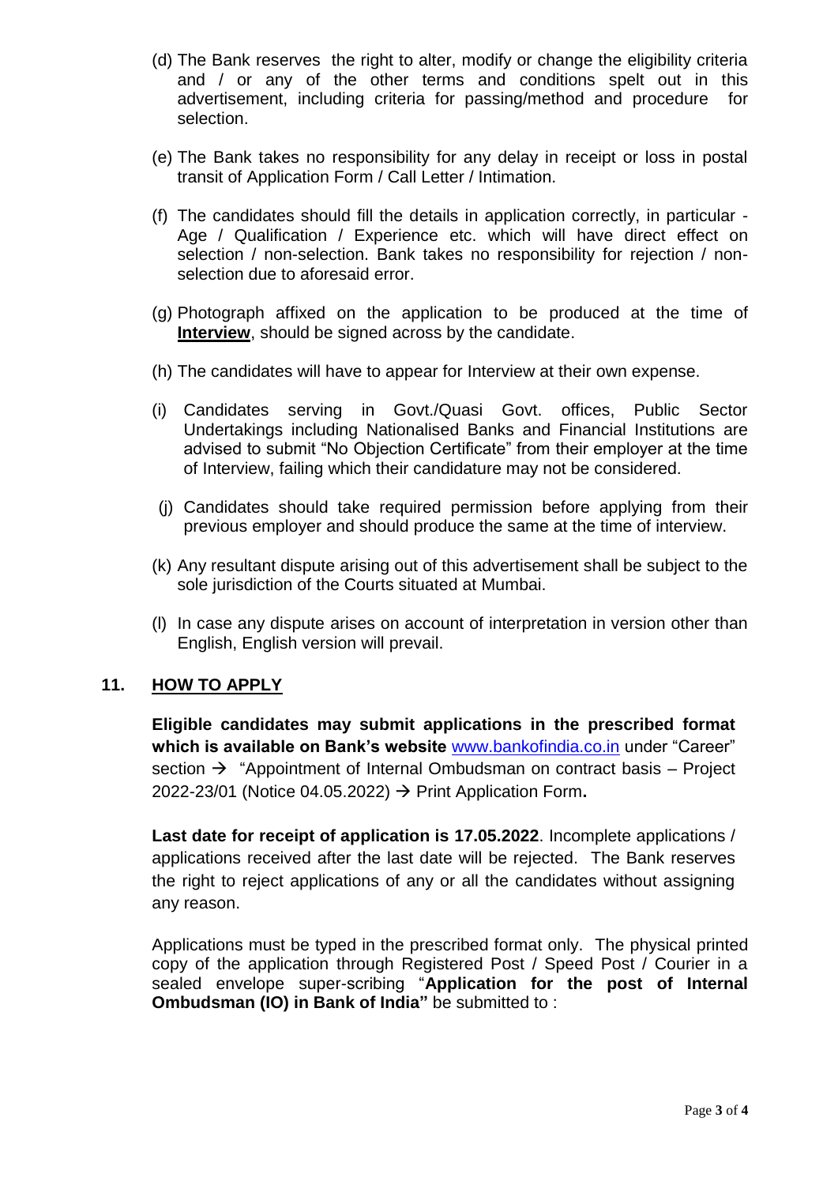(d) The Bank reserves the right to alter, modify or change the eligibility criteria and / or any of the other terms and conditions spelt out in this advertisement, including criteria for passing/method and procedure for selection.

(e) The Bank takes no responsibility for any delay in receipt or loss in postal transit of Application Form / Call Letter / Intimation.

(f) The candidates should fill the details in application correctly, in particular - Age / Qualification / Experience etc. which will have direct effect on selection / non-selection. Bank takes no responsibility for rejection / non-selection due to aforesaid error.

(g) Photograph affixed on the application to be produced at the time of **Interview**, should be signed across by the candidate.

(h) The candidates will have to appear for Interview at their own expense.

(i) Candidates serving in Govt./Quasi Govt. offices, Public Sector Undertakings including Nationalised Banks and Financial Institutions are advised to submit "No Objection Certificate" from their employer at the time of Interview, failing which their candidature may not be considered.

(j) Candidates should take required permission before applying from their previous employer and should produce the same at the time of interview.

(k) Any resultant dispute arising out of this advertisement shall be subject to the sole jurisdiction of the Courts situated at Mumbai.

(l) In case any dispute arises on account of interpretation in version other than English, English version will prevail.

## 11. HOW TO APPLY

**Eligible candidates may submit applications in the prescribed format which is available on Bank's website** www.bankofindia.co.in under "Career" section → "Appointment of Internal Ombudsman on contract basis – Project 2022-23/01 (Notice 04.05.2022) → Print Application Form**.**

**Last date for receipt of application is 17.05.2022**. Incomplete applications / applications received after the last date will be rejected. The Bank reserves the right to reject applications of any or all the candidates without assigning any reason.

Applications must be typed in the prescribed format only. The physical printed copy of the application through Registered Post / Speed Post / Courier in a sealed envelope super-scribing "**Application for the post of Internal Ombudsman (IO) in Bank of India"** be submitted to :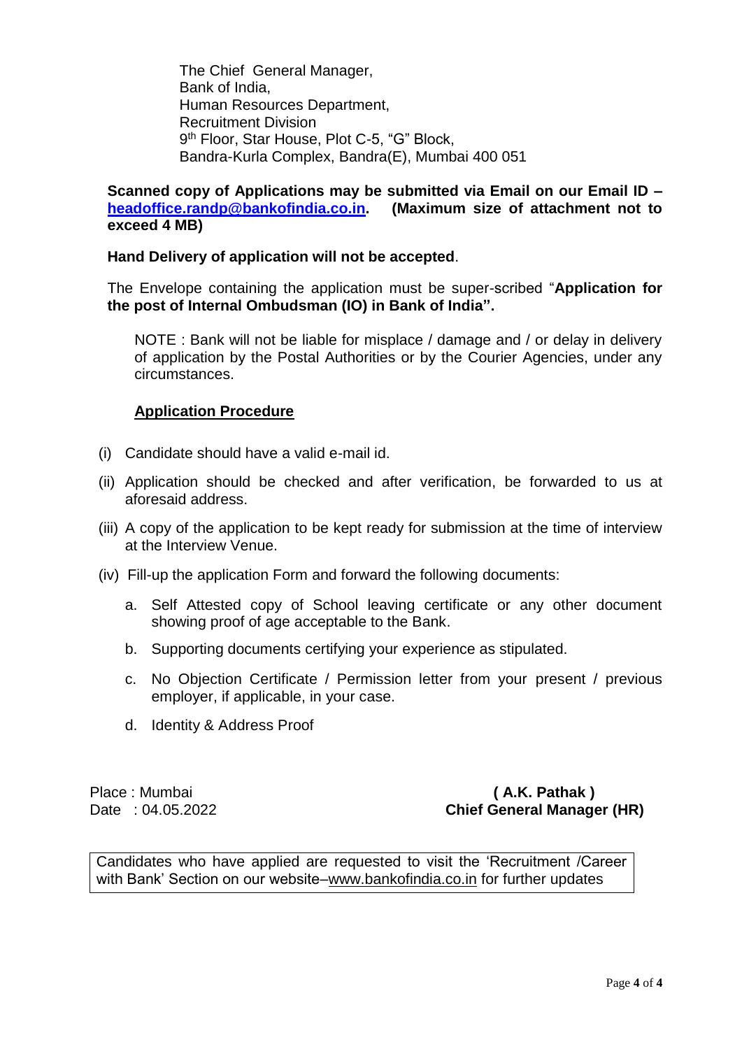The Chief General Manager,
Bank of India,
Human Resources Department,
Recruitment Division
9th Floor, Star House, Plot C-5, "G" Block,
Bandra-Kurla Complex, Bandra(E), Mumbai 400 051

**Scanned copy of Applications may be submitted via Email on our Email ID – headoffice.randp@bankofindia.co.in. (Maximum size of attachment not to exceed 4 MB)**

**Hand Delivery of application will not be accepted**.

The Envelope containing the application must be super-scribed "**Application for the post of Internal Ombudsman (IO) in Bank of India".**

NOTE : Bank will not be liable for misplace / damage and / or delay in delivery of application by the Postal Authorities or by the Courier Agencies, under any circumstances.

**Application Procedure**

(i) Candidate should have a valid e-mail id.

(ii) Application should be checked and after verification, be forwarded to us at aforesaid address.

(iii) A copy of the application to be kept ready for submission at the time of interview at the Interview Venue.

(iv) Fill-up the application Form and forward the following documents:

   a. Self Attested copy of School leaving certificate or any other document showing proof of age acceptable to the Bank.

   b. Supporting documents certifying your experience as stipulated.

   c. No Objection Certificate / Permission letter from your present / previous employer, if applicable, in your case.

   d. Identity & Address Proof

Place : Mumbai
Date : 04.05.2022

**( A.K. Pathak )**
**Chief General Manager (HR)**

| |
|---|
| Candidates who have applied are requested to visit the 'Recruitment /Career with Bank' Section on our website–www.bankofindia.co.in for further updates |